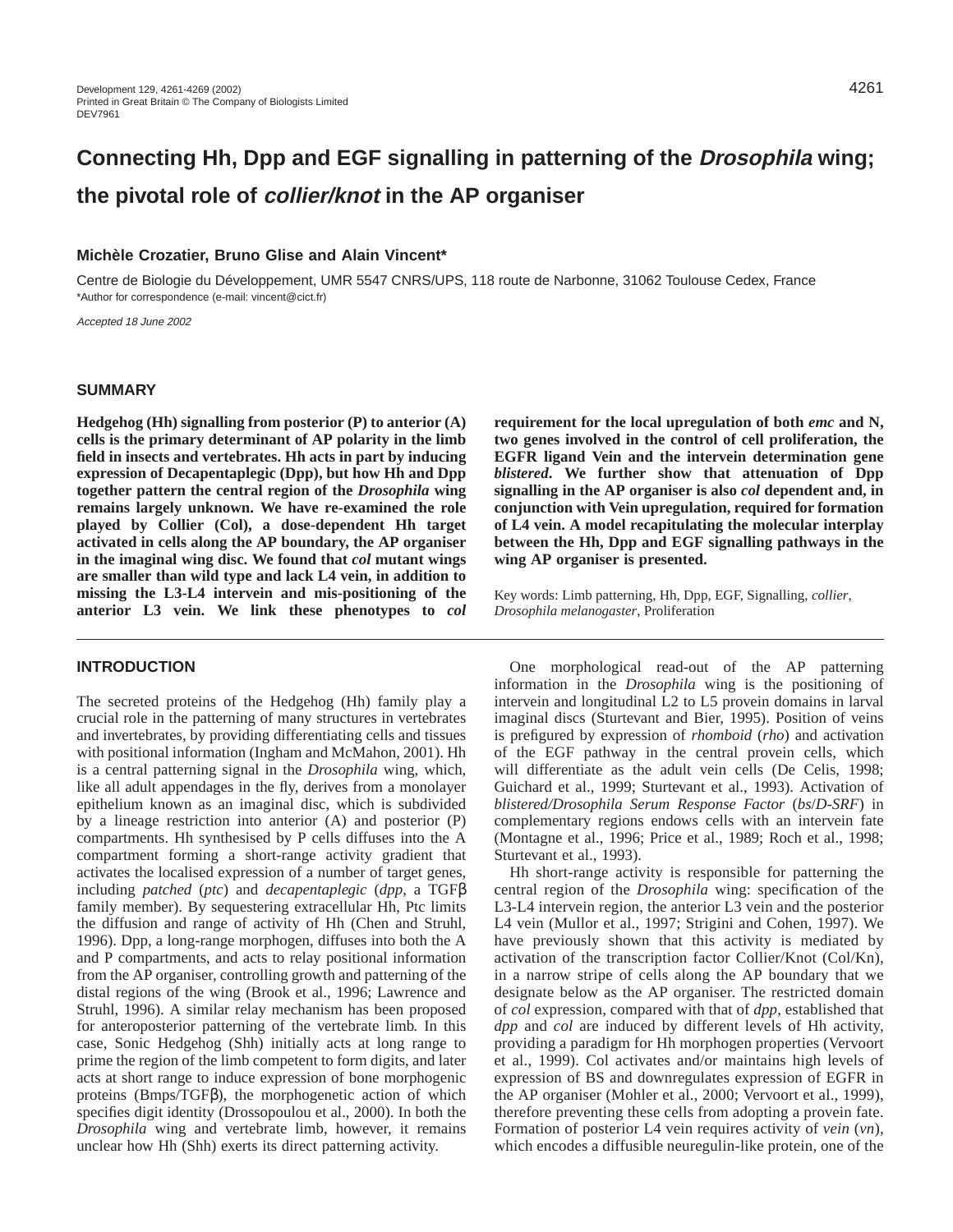# Connecting Hh, Dpp and EGF signalling in patterning of the *Drosophila* wing; the pivotal role of *collier/knot* in the AP organiser

**Michèle Crozatier, Bruno Glise and Alain Vincent***

Centre de Biologie du Développement, UMR 5547 CNRS/UPS, 118 route de Narbonne, 31062 Toulouse Cedex, France
*Author for correspondence (e-mail: vincent@cict.fr)

*Accepted 18 June 2002*

## SUMMARY

**Hedgehog (Hh) signalling from posterior (P) to anterior (A) cells is the primary determinant of AP polarity in the limb field in insects and vertebrates. Hh acts in part by inducing expression of Decapentaplegic (Dpp), but how Hh and Dpp together pattern the central region of the *Drosophila* wing remains largely unknown. We have re-examined the role played by Collier (Col), a dose-dependent Hh target activated in cells along the AP boundary, the AP organiser in the imaginal wing disc. We found that *col* mutant wings are smaller than wild type and lack L4 vein, in addition to missing the L3-L4 intervein and mis-positioning of the anterior L3 vein. We link these phenotypes to *col* requirement for the local upregulation of both *emc* and N, two genes involved in the control of cell proliferation, the EGFR ligand Vein and the intervein determination gene *blistered*. We further show that attenuation of Dpp signalling in the AP organiser is also *col* dependent and, in conjunction with Vein upregulation, required for formation of L4 vein. A model recapitulating the molecular interplay between the Hh, Dpp and EGF signalling pathways in the wing AP organiser is presented.**

Key words: Limb patterning, Hh, Dpp, EGF, Signalling, *collier*, *Drosophila melanogaster*, Proliferation

## INTRODUCTION

The secreted proteins of the Hedgehog (Hh) family play a crucial role in the patterning of many structures in vertebrates and invertebrates, by providing differentiating cells and tissues with positional information (Ingham and McMahon, 2001). Hh is a central patterning signal in the *Drosophila* wing, which, like all adult appendages in the fly, derives from a monolayer epithelium known as an imaginal disc, which is subdivided by a lineage restriction into anterior (A) and posterior (P) compartments. Hh synthesised by P cells diffuses into the A compartment forming a short-range activity gradient that activates the localised expression of a number of target genes, including *patched* (*ptc*) and *decapentaplegic* (*dpp*, a TGFβ family member). By sequestering extracellular Hh, Ptc limits the diffusion and range of activity of Hh (Chen and Struhl, 1996). Dpp, a long-range morphogen, diffuses into both the A and P compartments, and acts to relay positional information from the AP organiser, controlling growth and patterning of the distal regions of the wing (Brook et al., 1996; Lawrence and Struhl, 1996). A similar relay mechanism has been proposed for anteroposterior patterning of the vertebrate limb. In this case, Sonic Hedgehog (Shh) initially acts at long range to prime the region of the limb competent to form digits, and later acts at short range to induce expression of bone morphogenic proteins (Bmps/TGFβ), the morphogenetic action of which specifies digit identity (Drossopoulou et al., 2000). In both the *Drosophila* wing and vertebrate limb, however, it remains unclear how Hh (Shh) exerts its direct patterning activity.

One morphological read-out of the AP patterning information in the *Drosophila* wing is the positioning of intervein and longitudinal L2 to L5 provein domains in larval imaginal discs (Sturtevant and Bier, 1995). Position of veins is prefigured by expression of *rhomboid* (*rho*) and activation of the EGF pathway in the central provein cells, which will differentiate as the adult vein cells (De Celis, 1998; Guichard et al., 1999; Sturtevant et al., 1993). Activation of *blistered/Drosophila Serum Response Factor* (*bs*/*D-SRF*) in complementary regions endows cells with an intervein fate (Montagne et al., 1996; Price et al., 1989; Roch et al., 1998; Sturtevant et al., 1993).

Hh short-range activity is responsible for patterning the central region of the *Drosophila* wing: specification of the L3-L4 intervein region, the anterior L3 vein and the posterior L4 vein (Mullor et al., 1997; Strigini and Cohen, 1997). We have previously shown that this activity is mediated by activation of the transcription factor Collier/Knot (Col/Kn), in a narrow stripe of cells along the AP boundary that we designate below as the AP organiser. The restricted domain of *col* expression, compared with that of *dpp*, established that *dpp* and *col* are induced by different levels of Hh activity, providing a paradigm for Hh morphogen properties (Vervoort et al., 1999). Col activates and/or maintains high levels of expression of BS and downregulates expression of EGFR in the AP organiser (Mohler et al., 2000; Vervoort et al., 1999), therefore preventing these cells from adopting a provein fate. Formation of posterior L4 vein requires activity of *vein* (*vn*), which encodes a diffusible neuregulin-like protein, one of the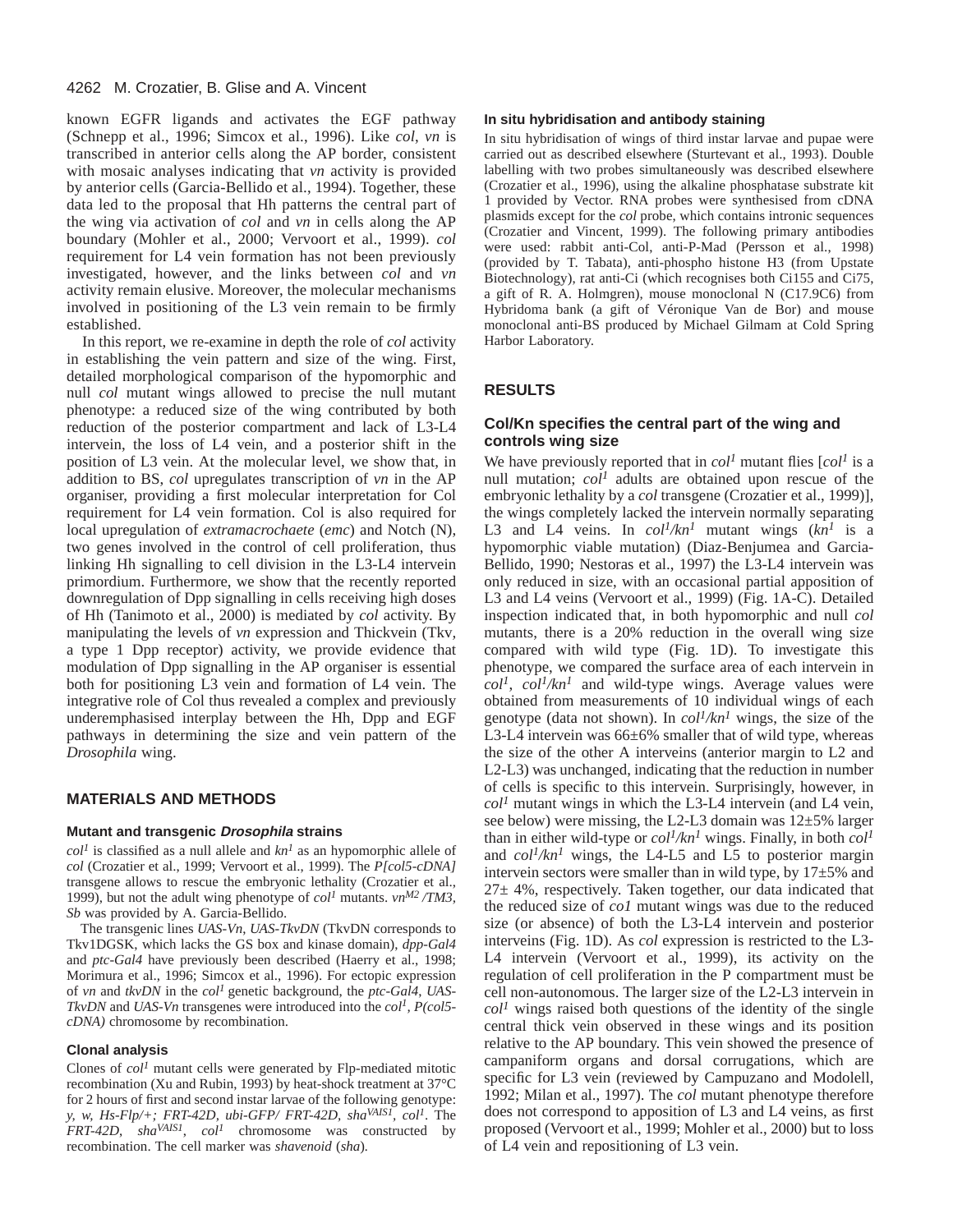known EGFR ligands and activates the EGF pathway (Schnepp et al., 1996; Simcox et al., 1996). Like *col*, *vn* is transcribed in anterior cells along the AP border, consistent with mosaic analyses indicating that *vn* activity is provided by anterior cells (Garcia-Bellido et al., 1994). Together, these data led to the proposal that Hh patterns the central part of the wing via activation of *col* and *vn* in cells along the AP boundary (Mohler et al., 2000; Vervoort et al., 1999). *col* requirement for L4 vein formation has not been previously investigated, however, and the links between *col* and *vn* activity remain elusive. Moreover, the molecular mechanisms involved in positioning of the L3 vein remain to be firmly established.

In this report, we re-examine in depth the role of *col* activity in establishing the vein pattern and size of the wing. First, detailed morphological comparison of the hypomorphic and null *col* mutant wings allowed to precise the null mutant phenotype: a reduced size of the wing contributed by both reduction of the posterior compartment and lack of L3-L4 intervein, the loss of L4 vein, and a posterior shift in the position of L3 vein. At the molecular level, we show that, in addition to BS, *col* upregulates transcription of *vn* in the AP organiser, providing a first molecular interpretation for Col requirement for L4 vein formation. Col is also required for local upregulation of *extramacrochaete* (*emc*) and Notch (N), two genes involved in the control of cell proliferation, thus linking Hh signalling to cell division in the L3-L4 intervein primordium. Furthermore, we show that the recently reported downregulation of Dpp signalling in cells receiving high doses of Hh (Tanimoto et al., 2000) is mediated by *col* activity. By manipulating the levels of *vn* expression and Thickvein (Tkv, a type 1 Dpp receptor) activity, we provide evidence that modulation of Dpp signalling in the AP organiser is essential both for positioning L3 vein and formation of L4 vein. The integrative role of Col thus revealed a complex and previously underemphasised interplay between the Hh, Dpp and EGF pathways in determining the size and vein pattern of the *Drosophila* wing.

## MATERIALS AND METHODS

### Mutant and transgenic *Drosophila* strains

$col^1$ is classified as a null allele and $kn^1$ as an hypomorphic allele of *col* (Crozatier et al., 1999; Vervoort et al., 1999). The *P[col5-cDNA]* transgene allows to rescue the embryonic lethality (Crozatier et al., 1999), but not the adult wing phenotype of $col^1$ mutants. $vn^{M2}$*/TM3, Sb* was provided by A. Garcia-Bellido.

The transgenic lines *UAS-Vn*, *UAS-TkvDN* (TkvDN corresponds to Tkv1DGSK, which lacks the GS box and kinase domain), *dpp-Gal4* and *ptc-Gal4* have previously been described (Haerry et al., 1998; Morimura et al., 1996; Simcox et al., 1996). For ectopic expression of *vn* and *tkvDN* in the $col^1$ genetic background, the *ptc-Gal4*, *UAS-TkvDN* and *UAS-Vn* transgenes were introduced into the $col^1$*, P(col5-cDNA)* chromosome by recombination.

### Clonal analysis

Clones of $col^1$ mutant cells were generated by Flp-mediated mitotic recombination (Xu and Rubin, 1993) by heat-shock treatment at 37°C for 2 hours of first and second instar larvae of the following genotype: *y, w, Hs-Flp/+; FRT-42D, ubi-GFP/ FRT-42D,* $sha^{VAIS1}$*,* $col^1$. The *FRT-42D,* $sha^{VAIS1}$*,* $col^1$ chromosome was constructed by recombination. The cell marker was *shavenoid* (*sha*).

### In situ hybridisation and antibody staining

In situ hybridisation of wings of third instar larvae and pupae were carried out as described elsewhere (Sturtevant et al., 1993). Double labelling with two probes simultaneously was described elsewhere (Crozatier et al., 1996), using the alkaline phosphatase substrate kit 1 provided by Vector. RNA probes were synthesised from cDNA plasmids except for the *col* probe, which contains intronic sequences (Crozatier and Vincent, 1999). The following primary antibodies were used: rabbit anti-Col, anti-P-Mad (Persson et al., 1998) (provided by T. Tabata), anti-phospho histone H3 (from Upstate Biotechnology), rat anti-Ci (which recognises both Ci155 and Ci75, a gift of R. A. Holmgren), mouse monoclonal N (C17.9C6) from Hybridoma bank (a gift of Véronique Van de Bor) and mouse monoclonal anti-BS produced by Michael Gilmam at Cold Spring Harbor Laboratory.

## RESULTS

### Col/Kn specifies the central part of the wing and controls wing size

We have previously reported that in $col^1$ mutant flies [$col^1$ is a null mutation; $col^1$ adults are obtained upon rescue of the embryonic lethality by a *col* transgene (Crozatier et al., 1999)], the wings completely lacked the intervein normally separating L3 and L4 veins. In $col^1/kn^1$ mutant wings ($kn^1$ is a hypomorphic viable mutation) (Diaz-Benjumea and Garcia-Bellido, 1990; Nestoras et al., 1997) the L3-L4 intervein was only reduced in size, with an occasional partial apposition of L3 and L4 veins (Vervoort et al., 1999) (Fig. 1A-C). Detailed inspection indicated that, in both hypomorphic and null *col* mutants, there is a 20% reduction in the overall wing size compared with wild type (Fig. 1D). To investigate this phenotype, we compared the surface area of each intervein in $col^1$, $col^1/kn^1$ and wild-type wings. Average values were obtained from measurements of 10 individual wings of each genotype (data not shown). In $col^1/kn^1$ wings, the size of the L3-L4 intervein was 66±6% smaller that of wild type, whereas the size of the other A interveins (anterior margin to L2 and L2-L3) was unchanged, indicating that the reduction in number of cells is specific to this intervein. Surprisingly, however, in $col^1$ mutant wings in which the L3-L4 intervein (and L4 vein, see below) were missing, the L2-L3 domain was 12±5% larger than in either wild-type or $col^1/kn^1$ wings. Finally, in both $col^1$ and $col^1/kn^1$ wings, the L4-L5 and L5 to posterior margin intervein sectors were smaller than in wild type, by 17±5% and 27± 4%, respectively. Taken together, our data indicated that the reduced size of *co1* mutant wings was due to the reduced size (or absence) of both the L3-L4 intervein and posterior interveins (Fig. 1D). As *col* expression is restricted to the L3-L4 intervein (Vervoort et al., 1999), its activity on the regulation of cell proliferation in the P compartment must be cell non-autonomous. The larger size of the L2-L3 intervein in $col^1$ wings raised both questions of the identity of the single central thick vein observed in these wings and its position relative to the AP boundary. This vein showed the presence of campaniform organs and dorsal corrugations, which are specific for L3 vein (reviewed by Campuzano and Modolell, 1992; Milan et al., 1997). The *col* mutant phenotype therefore does not correspond to apposition of L3 and L4 veins, as first proposed (Vervoort et al., 1999; Mohler et al., 2000) but to loss of L4 vein and repositioning of L3 vein.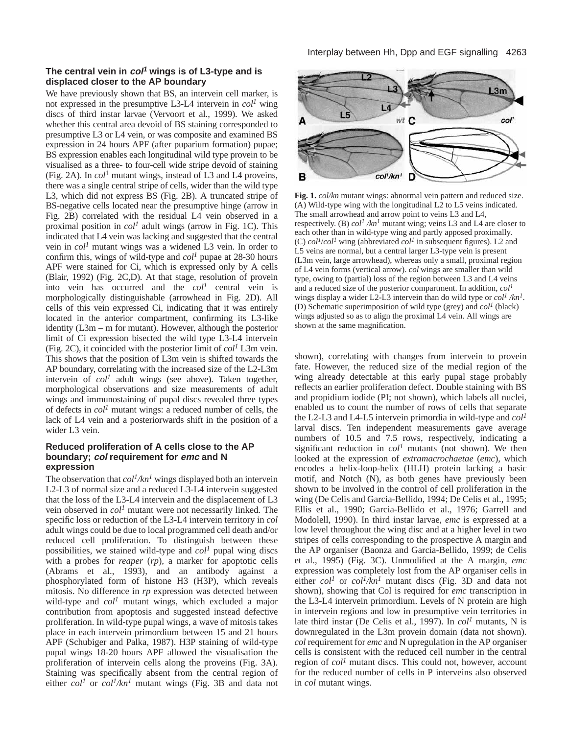### The central vein in *col[1]* wings is of L3-type and is displaced closer to the AP boundary

We have previously shown that BS, an intervein cell marker, is not expressed in the presumptive L3-L4 intervein in *col[1]* wing discs of third instar larvae (Vervoort et al., 1999). We asked whether this central area devoid of BS staining corresponded to presumptive L3 or L4 vein, or was composite and examined BS expression in 24 hours APF (after puparium formation) pupae; BS expression enables each longitudinal wild type provein to be visualised as a three- to four-cell wide stripe devoid of staining (Fig. 2A). In *col[1]* mutant wings, instead of L3 and L4 proveins, there was a single central stripe of cells, wider than the wild type L3, which did not express BS (Fig. 2B). A truncated stripe of BS-negative cells located near the presumptive hinge (arrow in Fig. 2B) correlated with the residual L4 vein observed in a proximal position in *col[1]* adult wings (arrow in Fig. 1C). This indicated that L4 vein was lacking and suggested that the central vein in *col[1]* mutant wings was a widened L3 vein. In order to confirm this, wings of wild-type and *col[1]* pupae at 28-30 hours APF were stained for Ci, which is expressed only by A cells (Blair, 1992) (Fig. 2C,D). At that stage, resolution of provein into vein has occurred and the *col[1]* central vein is morphologically distinguishable (arrowhead in Fig. 2D). All cells of this vein expressed Ci, indicating that it was entirely located in the anterior compartment, confirming its L3-like identity (L3m – m for mutant). However, although the posterior limit of Ci expression bisected the wild type L3-L4 intervein (Fig. 2C), it coincided with the posterior limit of *col[1]* L3m vein. This shows that the position of L3m vein is shifted towards the AP boundary, correlating with the increased size of the L2-L3m intervein of *col[1]* adult wings (see above). Taken together, morphological observations and size measurements of adult wings and immunostaining of pupal discs revealed three types of defects in *col[1]* mutant wings: a reduced number of cells, the lack of L4 vein and a posteriorwards shift in the position of a wider L3 vein.

### Reduced proliferation of A cells close to the AP boundary; *col* requirement for *emc* and N expression

The observation that *col[1]/kn[1]* wings displayed both an intervein L2-L3 of normal size and a reduced L3-L4 intervein suggested that the loss of the L3-L4 intervein and the displacement of L3 vein observed in *col[1]* mutant were not necessarily linked. The specific loss or reduction of the L3-L4 intervein territory in *col* adult wings could be due to local programmed cell death and/or reduced cell proliferation. To distinguish between these possibilities, we stained wild-type and *col[1]* pupal wing discs with a probes for *reaper* (*rp*), a marker for apoptotic cells (Abrams et al., 1993), and an antibody against a phosphorylated form of histone H3 (H3P), which reveals mitosis. No difference in *rp* expression was detected between wild-type and *col[1]* mutant wings, which excluded a major contribution from apoptosis and suggested instead defective proliferation. In wild-type pupal wings, a wave of mitosis takes place in each intervein primordium between 15 and 21 hours APF (Schubiger and Palka, 1987). H3P staining of wild-type pupal wings 18-20 hours APF allowed the visualisation the proliferation of intervein cells along the proveins (Fig. 3A). Staining was specifically absent from the central region of either *col[1]* or *col[1]/kn[1]* mutant wings (Fig. 3B and data not shown), correlating with changes from intervein to provein fate. However, the reduced size of the medial region of the wing already detectable at this early pupal stage probably reflects an earlier proliferation defect. Double staining with BS and propidium iodide (PI; not shown), which labels all nuclei, enabled us to count the number of rows of cells that separate the L2-L3 and L4-L5 intervein primordia in wild-type and *col[1]* larval discs. Ten independent measurements gave average numbers of 10.5 and 7.5 rows, respectively, indicating a significant reduction in *col[1]* mutants (not shown). We then looked at the expression of *extramacrochaetae* (*emc*), which encodes a helix-loop-helix (HLH) protein lacking a basic motif, and Notch (N), as both genes have previously been shown to be involved in the control of cell proliferation in the wing (De Celis and Garcia-Bellido, 1994; De Celis et al., 1995; Ellis et al., 1990; Garcia-Bellido et al., 1976; Garrell and Modolell, 1990). In third instar larvae, *emc* is expressed at a low level throughout the wing disc and at a higher level in two stripes of cells corresponding to the prospective A margin and the AP organiser (Baonza and Garcia-Bellido, 1999; de Celis et al., 1995) (Fig. 3C). Unmodified at the A margin, *emc* expression was completely lost from the AP organiser cells in either *col[1]* or *col[1]/kn[1]* mutant discs (Fig. 3D and data not shown), showing that Col is required for *emc* transcription in the L3-L4 intervein primordium. Levels of N protein are high in intervein regions and low in presumptive vein territories in late third instar (De Celis et al., 1997). In *col[1]* mutants, N is downregulated in the L3m provein domain (data not shown). *col* requirement for *emc* and N upregulation in the AP organiser cells is consistent with the reduced cell number in the central region of *col[1]* mutant discs. This could not, however, account for the reduced number of cells in P interveins also observed in *col* mutant wings.

**Fig. 1.** *col/kn* mutant wings: abnormal vein pattern and reduced size. (A) Wild-type wing with the longitudinal L2 to L5 veins indicated. The small arrowhead and arrow point to veins L3 and L4, respectively. (B) *col[1]/kn[1]* mutant wing; veins L3 and L4 are closer to each other than in wild-type wing and partly apposed proximally. (C) *col[1]/col[1]* wing (abbreviated *col[1]* in subsequent figures). L2 and L5 veins are normal, but a central larger L3-type vein is present (L3m vein, large arrowhead), whereas only a small, proximal region of L4 vein forms (vertical arrow). *col* wings are smaller than wild type, owing to (partial) loss of the region between L3 and L4 veins and a reduced size of the posterior compartment. In addition, *col[1]* wings display a wider L2-L3 intervein than do wild type or *col[1]/kn[1]*. (D) Schematic superimposition of wild type (grey) and *col[1]* (black) wings adjusted so as to align the proximal L4 vein. All wings are shown at the same magnification.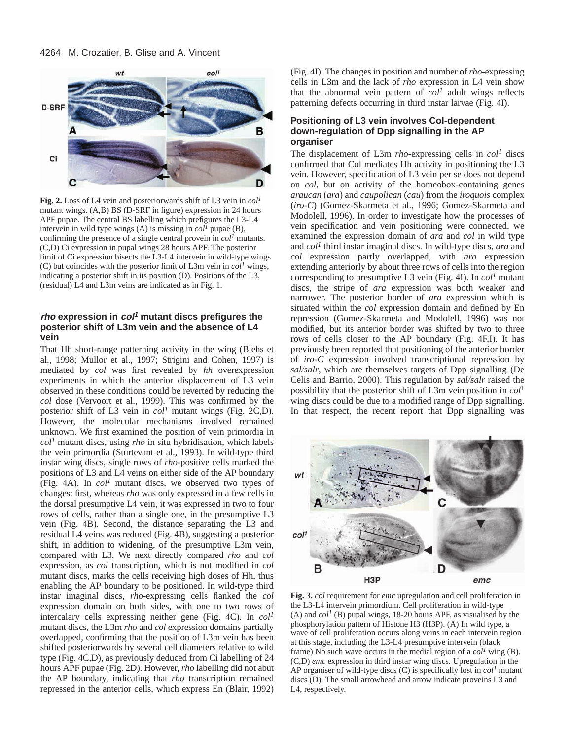**Fig. 2.** Loss of L4 vein and posteriorwards shift of L3 vein in *col*[1] mutant wings. (A,B) BS (D-SRF in figure) expression in 24 hours APF pupae. The central BS labelling which prefigures the L3-L4 intervein in wild type wings (A) is missing in *col*[1] pupae (B), confirming the presence of a single central provein in *col*[1] mutants. (C,D) Ci expression in pupal wings 28 hours APF. The posterior limit of Ci expression bisects the L3-L4 intervein in wild-type wings (C) but coincides with the posterior limit of L3m vein in *col*[1] wings, indicating a posterior shift in its position (D). Positions of the L3, (residual) L4 and L3m veins are indicated as in Fig. 1.

### *rho* expression in *col*[1] mutant discs prefigures the posterior shift of L3m vein and the absence of L4 vein

That Hh short-range patterning activity in the wing (Biehs et al., 1998; Mullor et al., 1997; Strigini and Cohen, 1997) is mediated by *col* was first revealed by *hh* overexpression experiments in which the anterior displacement of L3 vein observed in these conditions could be reverted by reducing the *col* dose (Vervoort et al., 1999). This was confirmed by the posterior shift of L3 vein in *col*[1] mutant wings (Fig. 2C,D). However, the molecular mechanisms involved remained unknown. We first examined the position of vein primordia in *col*[1] mutant discs, using *rho* in situ hybridisation, which labels the vein primordia (Sturtevant et al., 1993). In wild-type third instar wing discs, single rows of *rho*-positive cells marked the positions of L3 and L4 veins on either side of the AP boundary (Fig. 4A). In *col*[1] mutant discs, we observed two types of changes: first, whereas *rho* was only expressed in a few cells in the dorsal presumptive L4 vein, it was expressed in two to four rows of cells, rather than a single one, in the presumptive L3 vein (Fig. 4B). Second, the distance separating the L3 and residual L4 veins was reduced (Fig. 4B), suggesting a posterior shift, in addition to widening, of the presumptive L3m vein, compared with L3. We next directly compared *rho* and *col* expression, as *col* transcription, which is not modified in *col* mutant discs, marks the cells receiving high doses of Hh, thus enabling the AP boundary to be positioned. In wild-type third instar imaginal discs, *rho*-expressing cells flanked the *col* expression domain on both sides, with one to two rows of intercalary cells expressing neither gene (Fig. 4C). In *col*[1] mutant discs, the L3m *rho* and *col* expression domains partially overlapped, confirming that the position of L3m vein has been shifted posteriorwards by several cell diameters relative to wild type (Fig. 4C,D), as previously deduced from Ci labelling of 24 hours APF pupae (Fig. 2D). However, *rho* labelling did not abut the AP boundary, indicating that *rho* transcription remained repressed in the anterior cells, which express En (Blair, 1992) (Fig. 4I). The changes in position and number of *rho*-expressing cells in L3m and the lack of *rho* expression in L4 vein show that the abnormal vein pattern of *col*[1] adult wings reflects patterning defects occurring in third instar larvae (Fig. 4I).

### Positioning of L3 vein involves Col-dependent down-regulation of Dpp signalling in the AP organiser

The displacement of L3m *rho*-expressing cells in *col*[1] discs confirmed that Col mediates Hh activity in positioning the L3 vein. However, specification of L3 vein per se does not depend on *col*, but on activity of the homeobox-containing genes *araucan* (*ara*) and *caupolican* (*cau*) from the *iroquois* complex (*iro-C*) (Gomez-Skarmeta et al., 1996; Gomez-Skarmeta and Modolell, 1996). In order to investigate how the processes of vein specification and vein positioning were connected, we examined the expression domain of *ara* and *col* in wild type and *col*[1] third instar imaginal discs. In wild-type discs, *ara* and *col* expression partly overlapped, with *ara* expression extending anteriorly by about three rows of cells into the region corresponding to presumptive L3 vein (Fig. 4I). In *col*[1] mutant discs, the stripe of *ara* expression was both weaker and narrower. The posterior border of *ara* expression which is situated within the *col* expression domain and defined by En repression (Gomez-Skarmeta and Modolell, 1996) was not modified, but its anterior border was shifted by two to three rows of cells closer to the AP boundary (Fig. 4F,I). It has previously been reported that positioning of the anterior border of *iro-C* expression involved transcriptional repression by *sal/salr*, which are themselves targets of Dpp signalling (De Celis and Barrio, 2000). This regulation by *sal/salr* raised the possibility that the posterior shift of L3m vein position in *col*[1] wing discs could be due to a modified range of Dpp signalling. In that respect, the recent report that Dpp signalling was

**Fig. 3.** *col* requirement for *emc* upregulation and cell proliferation in the L3-L4 intervein primordium. Cell proliferation in wild-type (A) and *col*[1] (B) pupal wings, 18-20 hours APF, as visualised by the phosphorylation pattern of Histone H3 (H3P). (A) In wild type, a wave of cell proliferation occurs along veins in each intervein region at this stage, including the L3-L4 presumptive intervein (black frame) No such wave occurs in the medial region of a *col*[1] wing (B). (C,D) *emc* expression in third instar wing discs. Upregulation in the AP organiser of wild-type discs (C) is specifically lost in *col*[1] mutant discs (D). The small arrowhead and arrow indicate proveins L3 and L4, respectively.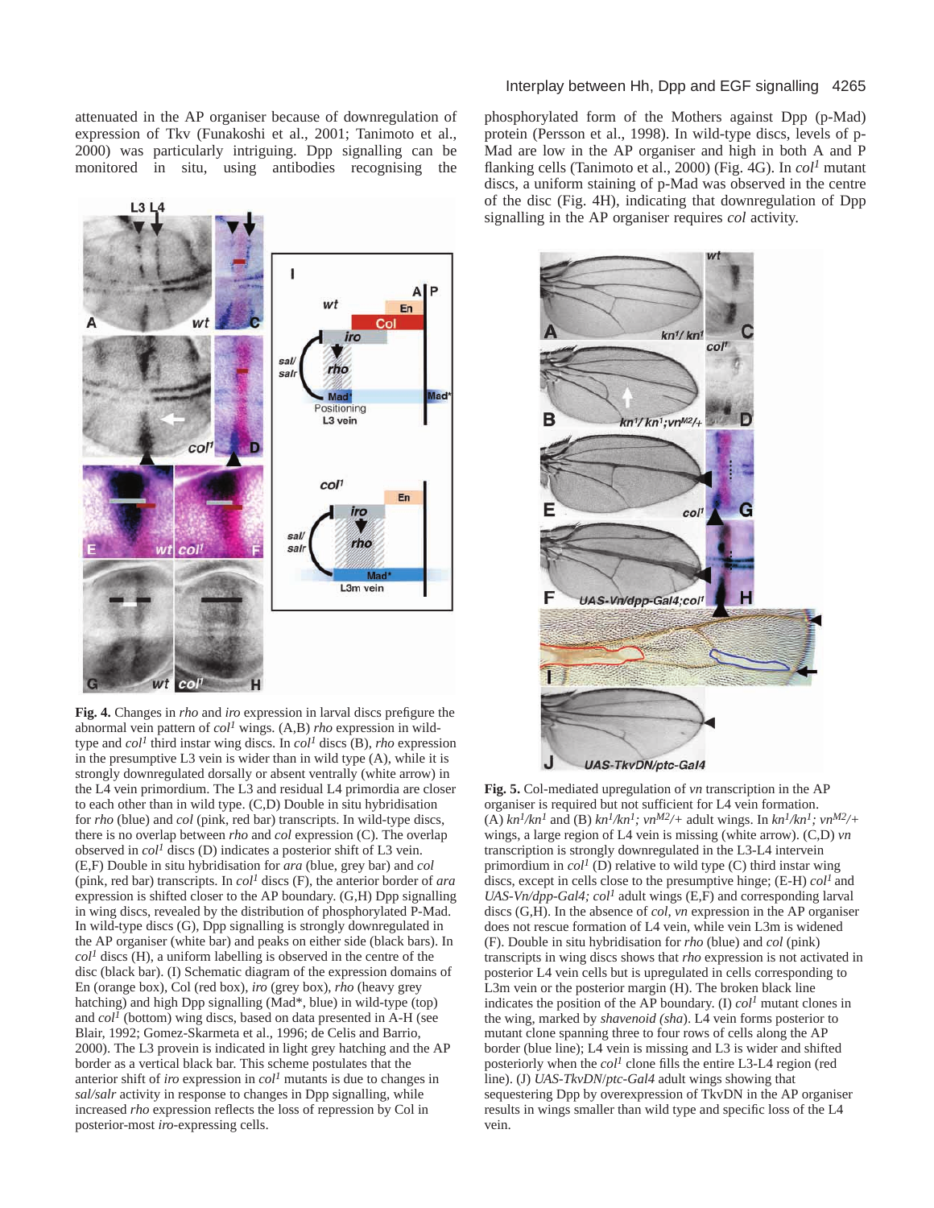attenuated in the AP organiser because of downregulation of expression of Tkv (Funakoshi et al., 2001; Tanimoto et al., 2000) was particularly intriguing. Dpp signalling can be monitored in situ, using antibodies recognising the phosphorylated form of the Mothers against Dpp (p-Mad) protein (Persson et al., 1998). In wild-type discs, levels of p-Mad are low in the AP organiser and high in both A and P flanking cells (Tanimoto et al., 2000) (Fig. 4G). In *col*[1] mutant discs, a uniform staining of p-Mad was observed in the centre of the disc (Fig. 4H), indicating that downregulation of Dpp signalling in the AP organiser requires *col* activity.

**Fig. 4.** Changes in *rho* and *iro* expression in larval discs prefigure the abnormal vein pattern of *col*[1] wings. (A,B) *rho* expression in wild-type and *col*[1] third instar wing discs. In *col*[1] discs (B), *rho* expression in the presumptive L3 vein is wider than in wild type (A), while it is strongly downregulated dorsally or absent ventrally (white arrow) in the L4 vein primordium. The L3 and residual L4 primordia are closer to each other than in wild type. (C,D) Double in situ hybridisation for *rho* (blue) and *col* (pink, red bar) transcripts. In wild-type discs, there is no overlap between *rho* and *col* expression (C). The overlap observed in *col*[1] discs (D) indicates a posterior shift of L3 vein. (E,F) Double in situ hybridisation for *ara* (blue, grey bar) and *col* (pink, red bar) transcripts. In *col*[1] discs (F), the anterior border of *ara* expression is shifted closer to the AP boundary. (G,H) Dpp signalling in wing discs, revealed by the distribution of phosphorylated P-Mad. In wild-type discs (G), Dpp signalling is strongly downregulated in the AP organiser (white bar) and peaks on either side (black bars). In *col*[1] discs (H), a uniform labelling is observed in the centre of the disc (black bar). (I) Schematic diagram of the expression domains of En (orange box), Col (red box), *iro* (grey box), *rho* (heavy grey hatching) and high Dpp signalling (Mad*, blue) in wild-type (top) and *col*[1] (bottom) wing discs, based on data presented in A-H (see Blair, 1992; Gomez-Skarmeta et al., 1996; de Celis and Barrio, 2000). The L3 provein is indicated in light grey hatching and the AP border as a vertical black bar. This scheme postulates that the anterior shift of *iro* expression in *col*[1] mutants is due to changes in *sal/salr* activity in response to changes in Dpp signalling, while increased *rho* expression reflects the loss of repression by Col in posterior-most *iro*-expressing cells.

**Fig. 5.** Col-mediated upregulation of *vn* transcription in the AP organiser is required but not sufficient for L4 vein formation. (A) *kn*[1]*/kn*[1] and (B) *kn*[1]*/kn*[1]; *vn*[M2]*/+* adult wings. In *kn*[1]*/kn*[1]; *vn*[M2]*/+* wings, a large region of L4 vein is missing (white arrow). (C,D) *vn* transcription is strongly downregulated in the L3-L4 intervein primordium in *col*[1] (D) relative to wild type (C) third instar wing discs, except in cells close to the presumptive hinge; (E-H) *col*[1] and *UAS-Vn/dpp-Gal4; col*[1] adult wings (E,F) and corresponding larval discs (G,H). In the absence of *col*, *vn* expression in the AP organiser does not rescue formation of L4 vein, while vein L3m is widened (F). Double in situ hybridisation for *rho* (blue) and *col* (pink) transcripts in wing discs shows that *rho* expression is not activated in posterior L4 vein cells but is upregulated in cells corresponding to L3m vein or the posterior margin (H). The broken black line indicates the position of the AP boundary. (I) *col*[1] mutant clones in the wing, marked by *shavenoid (sha)*. L4 vein forms posterior to mutant clone spanning three to four rows of cells along the AP border (blue line); L4 vein is missing and L3 is wider and shifted posteriorly when the *col*[1] clone fills the entire L3-L4 region (red line). (J) *UAS-TkvDN/ptc-Gal4* adult wings showing that sequestering Dpp by overexpression of TkvDN in the AP organiser results in wings smaller than wild type and specific loss of the L4 vein.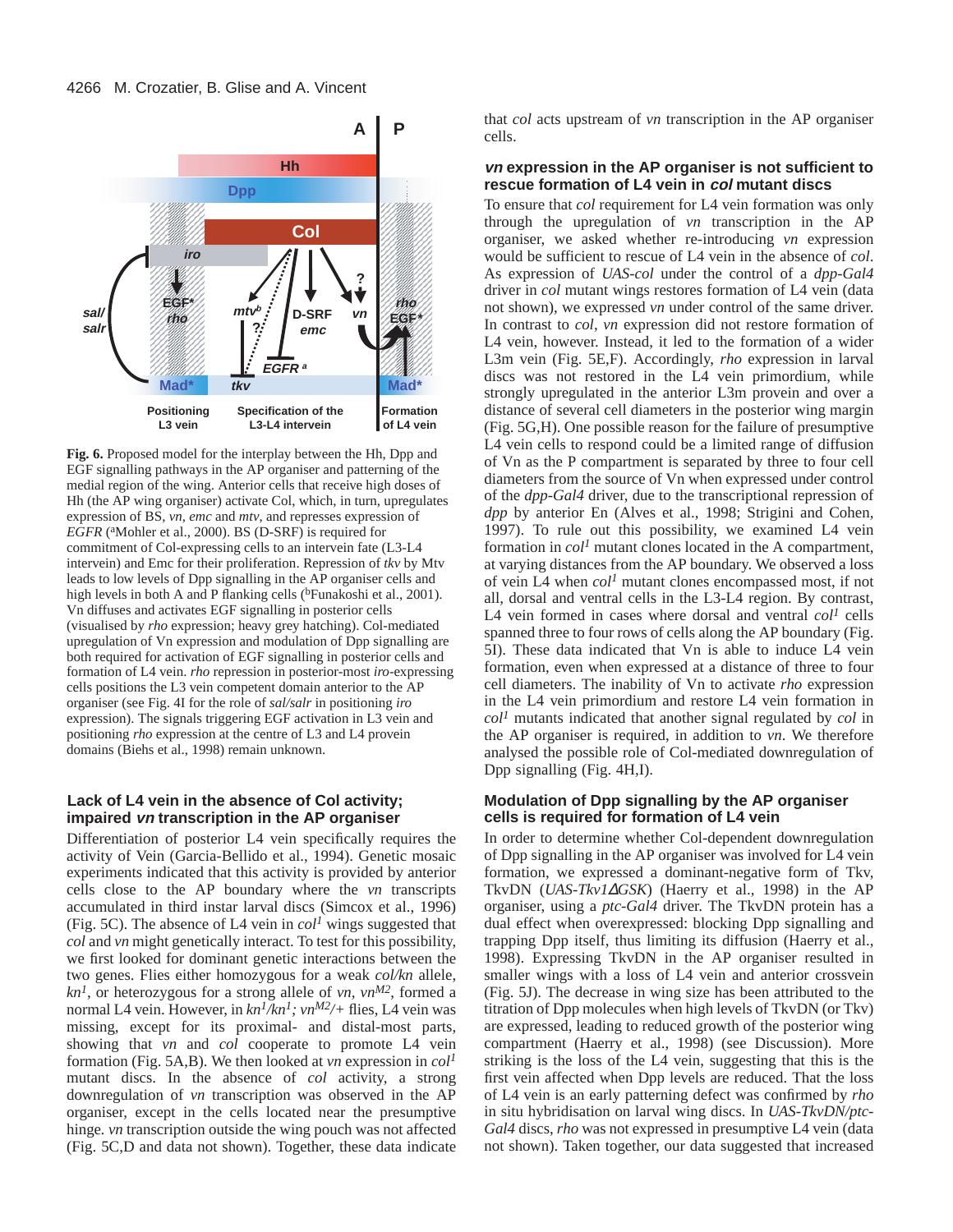Fig. 6. Proposed model for the interplay between the Hh, Dpp and EGF signalling pathways in the AP organiser and patterning of the medial region of the wing. Anterior cells that receive high doses of Hh (the AP wing organiser) activate Col, which, in turn, upregulates expression of BS, *vn*, *emc* and *mtv*, and represses expression of *EGFR* ([a]Mohler et al., 2000). BS (D-SRF) is required for commitment of Col-expressing cells to an intervein fate (L3-L4 intervein) and Emc for their proliferation. Repression of *tkv* by Mtv leads to low levels of Dpp signalling in the AP organiser cells and high levels in both A and P flanking cells ([b]Funakoshi et al., 2001). Vn diffuses and activates EGF signalling in posterior cells (visualised by *rho* expression; heavy grey hatching). Col-mediated upregulation of Vn expression and modulation of Dpp signalling are both required for activation of EGF signalling in posterior cells and formation of L4 vein. *rho* repression in posterior-most *iro*-expressing cells positions the L3 vein competent domain anterior to the AP organiser (see Fig. 4I for the role of *sal/salr* in positioning *iro* expression). The signals triggering EGF activation in L3 vein and positioning *rho* expression at the centre of L3 and L4 provein domains (Biehs et al., 1998) remain unknown.

### Lack of L4 vein in the absence of Col activity; impaired *vn* transcription in the AP organiser

Differentiation of posterior L4 vein specifically requires the activity of Vein (Garcia-Bellido et al., 1994). Genetic mosaic experiments indicated that this activity is provided by anterior cells close to the AP boundary where the *vn* transcripts accumulated in third instar larval discs (Simcox et al., 1996) (Fig. 5C). The absence of L4 vein in $col^1$ wings suggested that *col* and *vn* might genetically interact. To test for this possibility, we first looked for dominant genetic interactions between the two genes. Flies either homozygous for a weak *col/kn* allele, $kn^1$, or heterozygous for a strong allele of *vn*, $vn^{M2}$, formed a normal L4 vein. However, in $kn^1/kn^1$; $vn^{M2}/+$ flies, L4 vein was missing, except for its proximal- and distal-most parts, showing that *vn* and *col* cooperate to promote L4 vein formation (Fig. 5A,B). We then looked at *vn* expression in $col^1$ mutant discs. In the absence of *col* activity, a strong downregulation of *vn* transcription was observed in the AP organiser, except in the cells located near the presumptive hinge. *vn* transcription outside the wing pouch was not affected (Fig. 5C,D and data not shown). Together, these data indicate that *col* acts upstream of *vn* transcription in the AP organiser cells.

### *vn* expression in the AP organiser is not sufficient to rescue formation of L4 vein in *col* mutant discs

To ensure that *col* requirement for L4 vein formation was only through the upregulation of *vn* transcription in the AP organiser, we asked whether re-introducing *vn* expression would be sufficient to rescue of L4 vein in the absence of *col*. As expression of *UAS-col* under the control of a *dpp-Gal4* driver in *col* mutant wings restores formation of L4 vein (data not shown), we expressed *vn* under control of the same driver. In contrast to *col*, *vn* expression did not restore formation of L4 vein, however. Instead, it led to the formation of a wider L3m vein (Fig. 5E,F). Accordingly, *rho* expression in larval discs was not restored in the L4 vein primordium, while strongly upregulated in the anterior L3m provein and over a distance of several cell diameters in the posterior wing margin (Fig. 5G,H). One possible reason for the failure of presumptive L4 vein cells to respond could be a limited range of diffusion of Vn as the P compartment is separated by three to four cell diameters from the source of Vn when expressed under control of the *dpp-Gal4* driver, due to the transcriptional repression of *dpp* by anterior En (Alves et al., 1998; Strigini and Cohen, 1997). To rule out this possibility, we examined L4 vein formation in $col^1$ mutant clones located in the A compartment, at varying distances from the AP boundary. We observed a loss of vein L4 when $col^1$ mutant clones encompassed most, if not all, dorsal and ventral cells in the L3-L4 region. By contrast, L4 vein formed in cases where dorsal and ventral $col^1$ cells spanned three to four rows of cells along the AP boundary (Fig. 5I). These data indicated that Vn is able to induce L4 vein formation, even when expressed at a distance of three to four cell diameters. The inability of Vn to activate *rho* expression in the L4 vein primordium and restore L4 vein formation in $col^1$ mutants indicated that another signal regulated by *col* in the AP organiser is required, in addition to *vn*. We therefore analysed the possible role of Col-mediated downregulation of Dpp signalling (Fig. 4H,I).

### Modulation of Dpp signalling by the AP organiser cells is required for formation of L4 vein

In order to determine whether Col-dependent downregulation of Dpp signalling in the AP organiser was involved for L4 vein formation, we expressed a dominant-negative form of Tkv, TkvDN (*UAS-Tkv1∆GSK*) (Haerry et al., 1998) in the AP organiser, using a *ptc-Gal4* driver. The TkvDN protein has a dual effect when overexpressed: blocking Dpp signalling and trapping Dpp itself, thus limiting its diffusion (Haerry et al., 1998). Expressing TkvDN in the AP organiser resulted in smaller wings with a loss of L4 vein and anterior crossvein (Fig. 5J). The decrease in wing size has been attributed to the titration of Dpp molecules when high levels of TkvDN (or Tkv) are expressed, leading to reduced growth of the posterior wing compartment (Haerry et al., 1998) (see Discussion). More striking is the loss of the L4 vein, suggesting that this is the first vein affected when Dpp levels are reduced. That the loss of L4 vein is an early patterning defect was confirmed by *rho* in situ hybridisation on larval wing discs. In *UAS-TkvDN/ptc-Gal4* discs, *rho* was not expressed in presumptive L4 vein (data not shown). Taken together, our data suggested that increased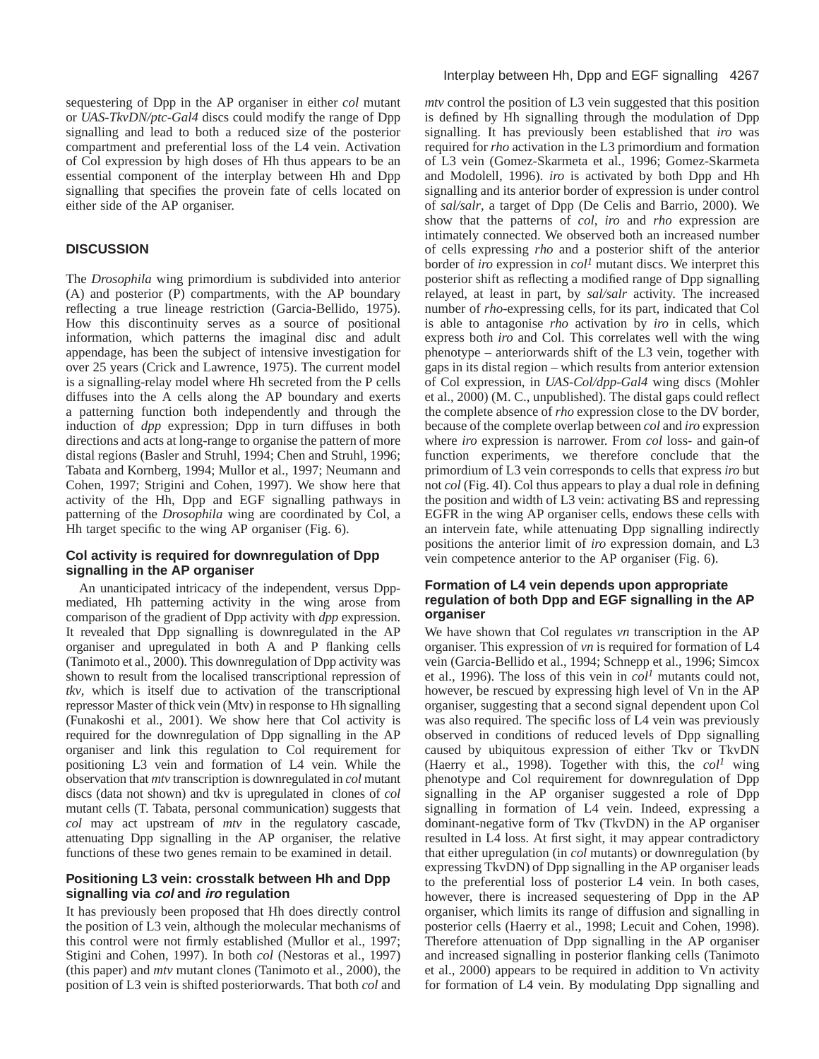sequestering of Dpp in the AP organiser in either *col* mutant or *UAS-TkvDN/ptc-Gal4* discs could modify the range of Dpp signalling and lead to both a reduced size of the posterior compartment and preferential loss of the L4 vein. Activation of Col expression by high doses of Hh thus appears to be an essential component of the interplay between Hh and Dpp signalling that specifies the provein fate of cells located on either side of the AP organiser.

## DISCUSSION

The *Drosophila* wing primordium is subdivided into anterior (A) and posterior (P) compartments, with the AP boundary reflecting a true lineage restriction (Garcia-Bellido, 1975). How this discontinuity serves as a source of positional information, which patterns the imaginal disc and adult appendage, has been the subject of intensive investigation for over 25 years (Crick and Lawrence, 1975). The current model is a signalling-relay model where Hh secreted from the P cells diffuses into the A cells along the AP boundary and exerts a patterning function both independently and through the induction of *dpp* expression; Dpp in turn diffuses in both directions and acts at long-range to organise the pattern of more distal regions (Basler and Struhl, 1994; Chen and Struhl, 1996; Tabata and Kornberg, 1994; Mullor et al., 1997; Neumann and Cohen, 1997; Strigini and Cohen, 1997). We show here that activity of the Hh, Dpp and EGF signalling pathways in patterning of the *Drosophila* wing are coordinated by Col, a Hh target specific to the wing AP organiser (Fig. 6).

### Col activity is required for downregulation of Dpp signalling in the AP organiser

An unanticipated intricacy of the independent, versus Dpp-mediated, Hh patterning activity in the wing arose from comparison of the gradient of Dpp activity with *dpp* expression. It revealed that Dpp signalling is downregulated in the AP organiser and upregulated in both A and P flanking cells (Tanimoto et al., 2000). This downregulation of Dpp activity was shown to result from the localised transcriptional repression of *tkv*, which is itself due to activation of the transcriptional repressor Master of thick vein (Mtv) in response to Hh signalling (Funakoshi et al., 2001). We show here that Col activity is required for the downregulation of Dpp signalling in the AP organiser and link this regulation to Col requirement for positioning L3 vein and formation of L4 vein. While the observation that *mtv* transcription is downregulated in *col* mutant discs (data not shown) and tkv is upregulated in clones of *col* mutant cells (T. Tabata, personal communication) suggests that *col* may act upstream of *mtv* in the regulatory cascade, attenuating Dpp signalling in the AP organiser, the relative functions of these two genes remain to be examined in detail.

### Positioning L3 vein: crosstalk between Hh and Dpp signalling via *col* and *iro* regulation

It has previously been proposed that Hh does directly control the position of L3 vein, although the molecular mechanisms of this control were not firmly established (Mullor et al., 1997; Stigini and Cohen, 1997). In both *col* (Nestoras et al., 1997) (this paper) and *mtv* mutant clones (Tanimoto et al., 2000), the position of L3 vein is shifted posteriorwards. That both *col* and *mtv* control the position of L3 vein suggested that this position is defined by Hh signalling through the modulation of Dpp signalling. It has previously been established that *iro* was required for *rho* activation in the L3 primordium and formation of L3 vein (Gomez-Skarmeta et al., 1996; Gomez-Skarmeta and Modolell, 1996). *iro* is activated by both Dpp and Hh signalling and its anterior border of expression is under control of *sal/salr*, a target of Dpp (De Celis and Barrio, 2000). We show that the patterns of *col*, *iro* and *rho* expression are intimately connected. We observed both an increased number of cells expressing *rho* and a posterior shift of the anterior border of *iro* expression in *col¹* mutant discs. We interpret this posterior shift as reflecting a modified range of Dpp signalling relayed, at least in part, by *sal/salr* activity. The increased number of *rho*-expressing cells, for its part, indicated that Col is able to antagonise *rho* activation by *iro* in cells, which express both *iro* and Col. This correlates well with the wing phenotype – anteriorwards shift of the L3 vein, together with gaps in its distal region – which results from anterior extension of Col expression, in *UAS-Col/dpp-Gal4* wing discs (Mohler et al., 2000) (M. C., unpublished). The distal gaps could reflect the complete absence of *rho* expression close to the DV border, because of the complete overlap between *col* and *iro* expression where *iro* expression is narrower. From *col* loss- and gain-of function experiments, we therefore conclude that the primordium of L3 vein corresponds to cells that express *iro* but not *col* (Fig. 4I). Col thus appears to play a dual role in defining the position and width of L3 vein: activating BS and repressing EGFR in the wing AP organiser cells, endows these cells with an intervein fate, while attenuating Dpp signalling indirectly positions the anterior limit of *iro* expression domain, and L3 vein competence anterior to the AP organiser (Fig. 6).

### Formation of L4 vein depends upon appropriate regulation of both Dpp and EGF signalling in the AP organiser

We have shown that Col regulates *vn* transcription in the AP organiser. This expression of *vn* is required for formation of L4 vein (Garcia-Bellido et al., 1994; Schnepp et al., 1996; Simcox et al., 1996). The loss of this vein in *col¹* mutants could not, however, be rescued by expressing high level of Vn in the AP organiser, suggesting that a second signal dependent upon Col was also required. The specific loss of L4 vein was previously observed in conditions of reduced levels of Dpp signalling caused by ubiquitous expression of either Tkv or TkvDN (Haerry et al., 1998). Together with this, the *col¹* wing phenotype and Col requirement for downregulation of Dpp signalling in the AP organiser suggested a role of Dpp signalling in formation of L4 vein. Indeed, expressing a dominant-negative form of Tkv (TkvDN) in the AP organiser resulted in L4 loss. At first sight, it may appear contradictory that either upregulation (in *col* mutants) or downregulation (by expressing TkvDN) of Dpp signalling in the AP organiser leads to the preferential loss of posterior L4 vein. In both cases, however, there is increased sequestering of Dpp in the AP organiser, which limits its range of diffusion and signalling in posterior cells (Haerry et al., 1998; Lecuit and Cohen, 1998). Therefore attenuation of Dpp signalling in the AP organiser and increased signalling in posterior flanking cells (Tanimoto et al., 2000) appears to be required in addition to Vn activity for formation of L4 vein. By modulating Dpp signalling and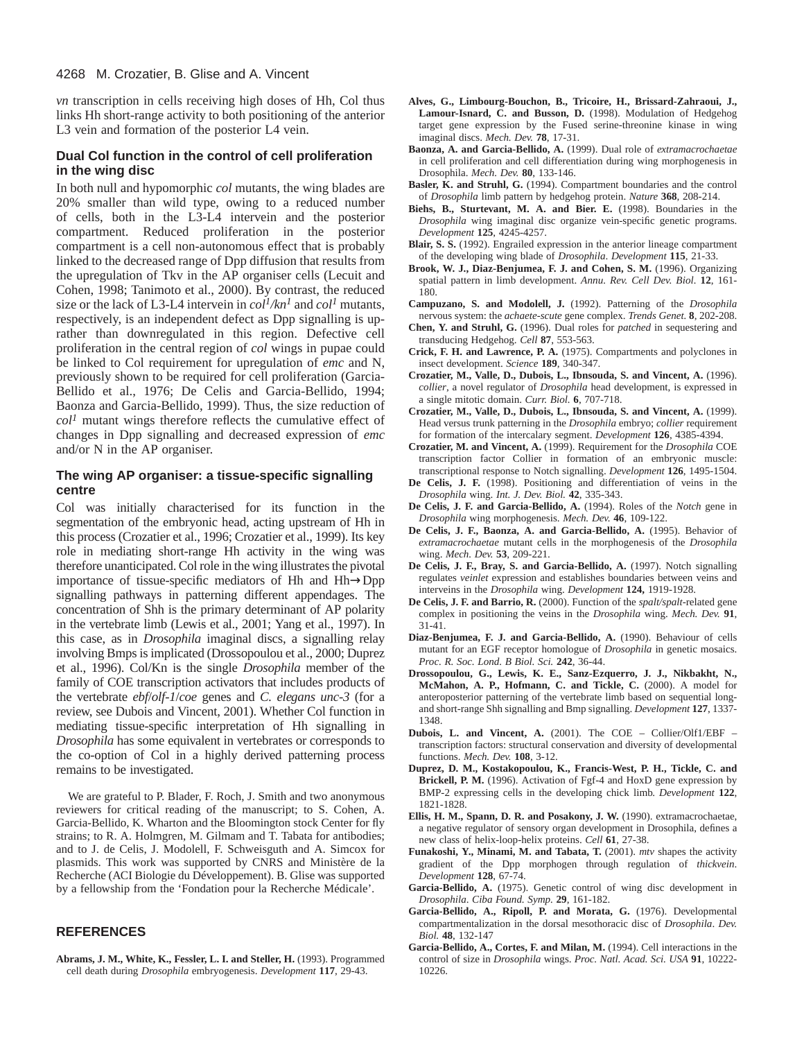*vn* transcription in cells receiving high doses of Hh, Col thus links Hh short-range activity to both positioning of the anterior L3 vein and formation of the posterior L4 vein.

### Dual Col function in the control of cell proliferation in the wing disc

In both null and hypomorphic *col* mutants, the wing blades are 20% smaller than wild type, owing to a reduced number of cells, both in the L3-L4 intervein and the posterior compartment. Reduced proliferation in the posterior compartment is a cell non-autonomous effect that is probably linked to the decreased range of Dpp diffusion that results from the upregulation of Tkv in the AP organiser cells (Lecuit and Cohen, 1998; Tanimoto et al., 2000). By contrast, the reduced size or the lack of L3-L4 intervein in $col^1/kn^1$ and $col^1$ mutants, respectively, is an independent defect as Dpp signalling is up-rather than downregulated in this region. Defective cell proliferation in the central region of *col* wings in pupae could be linked to Col requirement for upregulation of *emc* and N, previously shown to be required for cell proliferation (Garcia-Bellido et al., 1976; De Celis and Garcia-Bellido, 1994; Baonza and Garcia-Bellido, 1999). Thus, the size reduction of $col^1$ mutant wings therefore reflects the cumulative effect of changes in Dpp signalling and decreased expression of *emc* and/or N in the AP organiser.

### The wing AP organiser: a tissue-specific signalling centre

Col was initially characterised for its function in the segmentation of the embryonic head, acting upstream of Hh in this process (Crozatier et al., 1996; Crozatier et al., 1999). Its key role in mediating short-range Hh activity in the wing was therefore unanticipated. Col role in the wing illustrates the pivotal importance of tissue-specific mediators of Hh and Hh→Dpp signalling pathways in patterning different appendages. The concentration of Shh is the primary determinant of AP polarity in the vertebrate limb (Lewis et al., 2001; Yang et al., 1997). In this case, as in *Drosophila* imaginal discs, a signalling relay involving Bmps is implicated (Drossopoulou et al., 2000; Duprez et al., 1996). Col/Kn is the single *Drosophila* member of the family of COE transcription activators that includes products of the vertebrate *ebf*/*olf-1*/*coe* genes and *C. elegans unc-3* (for a review, see Dubois and Vincent, 2001). Whether Col function in mediating tissue-specific interpretation of Hh signalling in *Drosophila* has some equivalent in vertebrates or corresponds to the co-option of Col in a highly derived patterning process remains to be investigated.

We are grateful to P. Blader, F. Roch, J. Smith and two anonymous reviewers for critical reading of the manuscript; to S. Cohen, A. Garcia-Bellido, K. Wharton and the Bloomington stock Center for fly strains; to R. A. Holmgren, M. Gilmam and T. Tabata for antibodies; and to J. de Celis, J. Modolell, F. Schweisguth and A. Simcox for plasmids. This work was supported by CNRS and Ministère de la Recherche (ACI Biologie du Développement). B. Glise was supported by a fellowship from the 'Fondation pour la Recherche Médicale'.

## REFERENCES

**Abrams, J. M., White, K., Fessler, L. I. and Steller, H.** (1993). Programmed cell death during *Drosophila* embryogenesis. *Development* **117**, 29-43.

**Alves, G., Limbourg-Bouchon, B., Tricoire, H., Brissard-Zahraoui, J., Lamour-Isnard, C. and Busson, D.** (1998). Modulation of Hedgehog target gene expression by the Fused serine-threonine kinase in wing imaginal discs. *Mech. Dev.* **78**, 17-31.

**Baonza, A. and Garcia-Bellido, A.** (1999). Dual role of *extramacrochaetae* in cell proliferation and cell differentiation during wing morphogenesis in Drosophila. *Mech. Dev.* **80**, 133-146.

**Basler, K. and Struhl, G.** (1994). Compartment boundaries and the control of *Drosophila* limb pattern by hedgehog protein. *Nature* **368**, 208-214.

**Biehs, B., Sturtevant, M. A. and Bier. E.** (1998). Boundaries in the *Drosophila* wing imaginal disc organize vein-specific genetic programs. *Development* **125**, 4245-4257.

**Blair, S. S.** (1992). Engrailed expression in the anterior lineage compartment of the developing wing blade of *Drosophila*. *Development* **115**, 21-33.

**Brook, W. J., Diaz-Benjumea, F. J. and Cohen, S. M.** (1996). Organizing spatial pattern in limb development. *Annu. Rev. Cell Dev. Biol.* **12**, 161-180.

**Campuzano, S. and Modolell, J.** (1992). Patterning of the *Drosophila* nervous system: the *achaete-scute* gene complex. *Trends Genet.* **8**, 202-208.

**Chen, Y. and Struhl, G.** (1996). Dual roles for *patched* in sequestering and transducing Hedgehog. *Cell* **87**, 553-563.

**Crick, F. H. and Lawrence, P. A.** (1975). Compartments and polyclones in insect development. *Science* **189**, 340-347.

**Crozatier, M., Valle, D., Dubois, L., Ibnsouda, S. and Vincent, A.** (1996). *collier*, a novel regulator of *Drosophila* head development, is expressed in a single mitotic domain. *Curr. Biol.* **6**, 707-718.

**Crozatier, M., Valle, D., Dubois, L., Ibnsouda, S. and Vincent, A.** (1999). Head versus trunk patterning in the *Drosophila* embryo; *collier* requirement for formation of the intercalary segment. *Development* **126**, 4385-4394.

**Crozatier, M. and Vincent, A.** (1999). Requirement for the *Drosophila* COE transcription factor Collier in formation of an embryonic muscle: transcriptional response to Notch signalling. *Development* **126**, 1495-1504.

**De Celis, J. F.** (1998). Positioning and differentiation of veins in the *Drosophila* wing. *Int. J. Dev. Biol.* **42**, 335-343.

**De Celis, J. F. and Garcia-Bellido, A.** (1994). Roles of the *Notch* gene in *Drosophila* wing morphogenesis. *Mech. Dev.* **46**, 109-122.

**De Celis, J. F., Baonza, A. and Garcia-Bellido, A.** (1995). Behavior of *extramacrochaetae* mutant cells in the morphogenesis of the *Drosophila* wing. *Mech. Dev.* **53**, 209-221.

**De Celis, J. F., Bray, S. and Garcia-Bellido, A.** (1997). Notch signalling regulates *veinlet* expression and establishes boundaries between veins and interveins in the *Drosophila* wing. *Development* **124,** 1919-1928.

**De Celis, J. F. and Barrio, R.** (2000). Function of the *spalt/spalt*-related gene complex in positioning the veins in the *Drosophila* wing. *Mech. Dev.* **91**, 31-41.

**Diaz-Benjumea, F. J. and Garcia-Bellido, A.** (1990). Behaviour of cells mutant for an EGF receptor homologue of *Drosophila* in genetic mosaics. *Proc. R. Soc. Lond. B Biol. Sci.* **242**, 36-44.

**Drossopoulou, G., Lewis, K. E., Sanz-Ezquerro, J. J., Nikbakht, N., McMahon, A. P., Hofmann, C. and Tickle, C.** (2000). A model for anteroposterior patterning of the vertebrate limb based on sequential long- and short-range Shh signalling and Bmp signalling. *Development* **127**, 1337-1348.

**Dubois, L. and Vincent, A.** (2001). The COE – Collier/Olf1/EBF – transcription factors: structural conservation and diversity of developmental functions. *Mech. Dev.* **108**, 3-12.

**Duprez, D. M., Kostakopoulou, K., Francis-West, P. H., Tickle, C. and Brickell, P. M.** (1996). Activation of Fgf-4 and HoxD gene expression by BMP-2 expressing cells in the developing chick limb. *Development* **122**, 1821-1828.

**Ellis, H. M., Spann, D. R. and Posakony, J. W.** (1990). extramacrochaetae, a negative regulator of sensory organ development in Drosophila, defines a new class of helix-loop-helix proteins. *Cell* **61**, 27-38.

**Funakoshi, Y., Minami, M. and Tabata, T.** (2001). *mtv* shapes the activity gradient of the Dpp morphogen through regulation of *thickvein*. *Development* **128**, 67-74.

**Garcia-Bellido, A.** (1975). Genetic control of wing disc development in *Drosophila*. *Ciba Found. Symp.* **29**, 161-182.

**Garcia-Bellido, A., Ripoll, P. and Morata, G.** (1976). Developmental compartmentalization in the dorsal mesothoracic disc of *Drosophila*. *Dev. Biol.* **48**, 132-147

**Garcia-Bellido, A., Cortes, F. and Milan, M.** (1994). Cell interactions in the control of size in *Drosophila* wings. *Proc. Natl. Acad. Sci. USA* **91**, 10222-10226.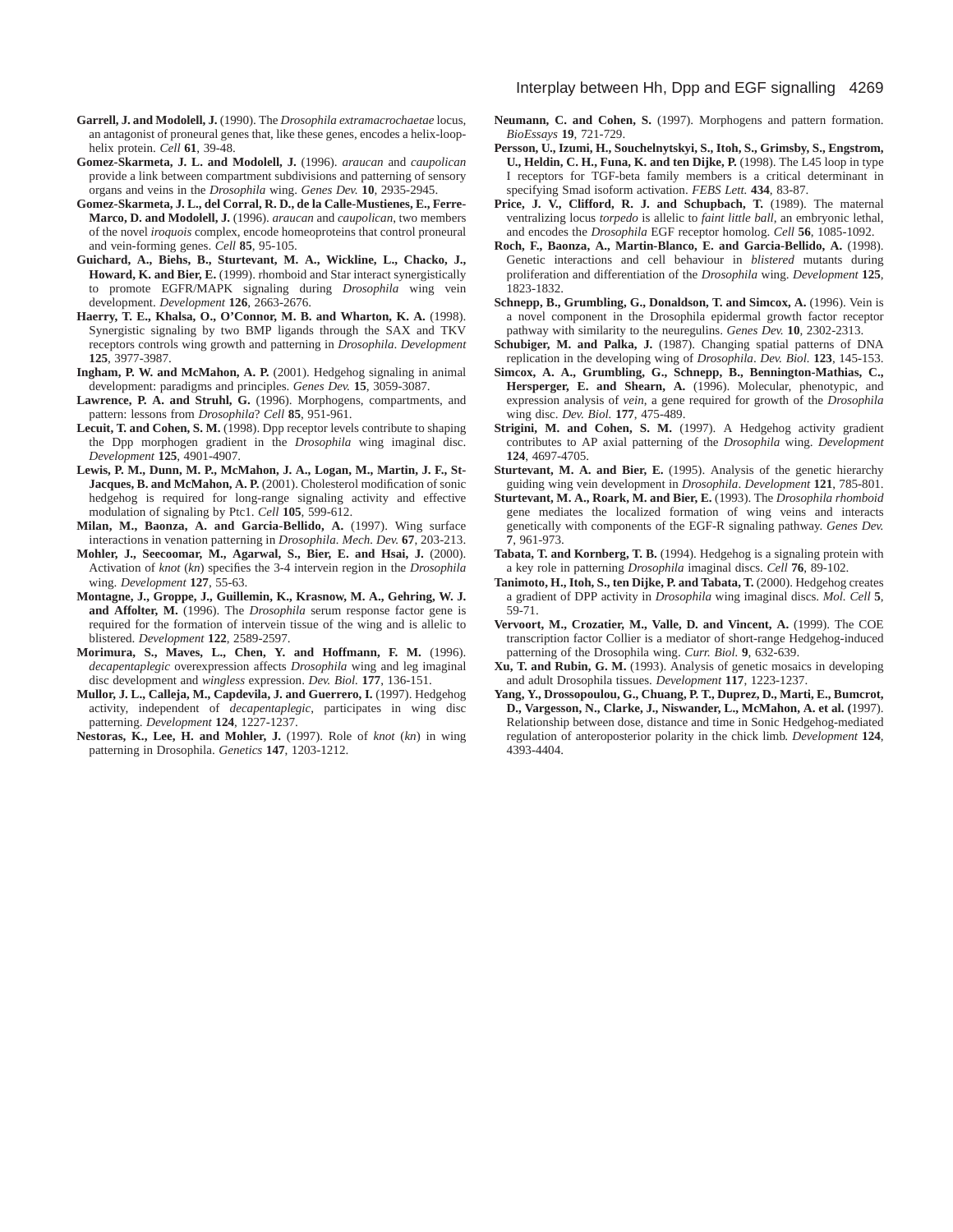**Garrell, J. and Modolell, J.** (1990). The *Drosophila extramacrochaetae* locus, an antagonist of proneural genes that, like these genes, encodes a helix-loop-helix protein. *Cell* **61**, 39-48.

**Gomez-Skarmeta, J. L. and Modolell, J.** (1996). *araucan* and *caupolican* provide a link between compartment subdivisions and patterning of sensory organs and veins in the *Drosophila* wing. *Genes Dev.* **10**, 2935-2945.

**Gomez-Skarmeta, J. L., del Corral, R. D., de la Calle-Mustienes, E., Ferre-Marco, D. and Modolell, J.** (1996). *araucan* and *caupolican*, two members of the novel *iroquois* complex, encode homeoproteins that control proneural and vein-forming genes. *Cell* **85**, 95-105.

**Guichard, A., Biehs, B., Sturtevant, M. A., Wickline, L., Chacko, J., Howard, K. and Bier, E.** (1999). rhomboid and Star interact synergistically to promote EGFR/MAPK signaling during *Drosophila* wing vein development. *Development* **126**, 2663-2676.

**Haerry, T. E., Khalsa, O., O'Connor, M. B. and Wharton, K. A.** (1998). Synergistic signaling by two BMP ligands through the SAX and TKV receptors controls wing growth and patterning in *Drosophila*. *Development* **125**, 3977-3987.

**Ingham, P. W. and McMahon, A. P.** (2001). Hedgehog signaling in animal development: paradigms and principles. *Genes Dev.* **15**, 3059-3087.

**Lawrence, P. A. and Struhl, G.** (1996). Morphogens, compartments, and pattern: lessons from *Drosophila*? *Cell* **85**, 951-961.

**Lecuit, T. and Cohen, S. M.** (1998). Dpp receptor levels contribute to shaping the Dpp morphogen gradient in the *Drosophila* wing imaginal disc. *Development* **125**, 4901-4907.

**Lewis, P. M., Dunn, M. P., McMahon, J. A., Logan, M., Martin, J. F., St-Jacques, B. and McMahon, A. P.** (2001). Cholesterol modification of sonic hedgehog is required for long-range signaling activity and effective modulation of signaling by Ptc1. *Cell* **105**, 599-612.

**Milan, M., Baonza, A. and Garcia-Bellido, A.** (1997). Wing surface interactions in venation patterning in *Drosophila*. *Mech. Dev.* **67**, 203-213.

**Mohler, J., Seecoomar, M., Agarwal, S., Bier, E. and Hsai, J.** (2000). Activation of *knot* (*kn*) specifies the 3-4 intervein region in the *Drosophila* wing. *Development* **127**, 55-63.

**Montagne, J., Groppe, J., Guillemin, K., Krasnow, M. A., Gehring, W. J. and Affolter, M.** (1996). The *Drosophila* serum response factor gene is required for the formation of intervein tissue of the wing and is allelic to blistered. *Development* **122**, 2589-2597.

**Morimura, S., Maves, L., Chen, Y. and Hoffmann, F. M.** (1996). *decapentaplegic* overexpression affects *Drosophila* wing and leg imaginal disc development and *wingless* expression. *Dev. Biol.* **177**, 136-151.

**Mullor, J. L., Calleja, M., Capdevila, J. and Guerrero, I.** (1997). Hedgehog activity, independent of *decapentaplegic*, participates in wing disc patterning. *Development* **124**, 1227-1237.

**Nestoras, K., Lee, H. and Mohler, J.** (1997). Role of *knot* (*kn*) in wing patterning in Drosophila. *Genetics* **147**, 1203-1212.

**Neumann, C. and Cohen, S.** (1997). Morphogens and pattern formation. *BioEssays* **19**, 721-729.

**Persson, U., Izumi, H., Souchelnytskyi, S., Itoh, S., Grimsby, S., Engstrom, U., Heldin, C. H., Funa, K. and ten Dijke, P.** (1998). The L45 loop in type I receptors for TGF-beta family members is a critical determinant in specifying Smad isoform activation. *FEBS Lett.* **434**, 83-87.

**Price, J. V., Clifford, R. J. and Schupbach, T.** (1989). The maternal ventralizing locus *torpedo* is allelic to *faint little ball*, an embryonic lethal, and encodes the *Drosophila* EGF receptor homolog. *Cell* **56**, 1085-1092.

**Roch, F., Baonza, A., Martin-Blanco, E. and Garcia-Bellido, A.** (1998). Genetic interactions and cell behaviour in *blistered* mutants during proliferation and differentiation of the *Drosophila* wing. *Development* **125**, 1823-1832.

**Schnepp, B., Grumbling, G., Donaldson, T. and Simcox, A.** (1996). Vein is a novel component in the Drosophila epidermal growth factor receptor pathway with similarity to the neuregulins. *Genes Dev.* **10**, 2302-2313.

**Schubiger, M. and Palka, J.** (1987). Changing spatial patterns of DNA replication in the developing wing of *Drosophila*. *Dev. Biol.* **123**, 145-153.

**Simcox, A. A., Grumbling, G., Schnepp, B., Bennington-Mathias, C., Hersperger, E. and Shearn, A.** (1996). Molecular, phenotypic, and expression analysis of *vein*, a gene required for growth of the *Drosophila* wing disc. *Dev. Biol.* **177**, 475-489.

**Strigini, M. and Cohen, S. M.** (1997). A Hedgehog activity gradient contributes to AP axial patterning of the *Drosophila* wing. *Development* **124**, 4697-4705.

**Sturtevant, M. A. and Bier, E.** (1995). Analysis of the genetic hierarchy guiding wing vein development in *Drosophila*. *Development* **121**, 785-801.

**Sturtevant, M. A., Roark, M. and Bier, E.** (1993). The *Drosophila rhomboid* gene mediates the localized formation of wing veins and interacts genetically with components of the EGF-R signaling pathway. *Genes Dev.* **7**, 961-973.

**Tabata, T. and Kornberg, T. B.** (1994). Hedgehog is a signaling protein with a key role in patterning *Drosophila* imaginal discs. *Cell* **76**, 89-102.

**Tanimoto, H., Itoh, S., ten Dijke, P. and Tabata, T.** (2000). Hedgehog creates a gradient of DPP activity in *Drosophila* wing imaginal discs. *Mol. Cell* **5**, 59-71.

**Vervoort, M., Crozatier, M., Valle, D. and Vincent, A.** (1999). The COE transcription factor Collier is a mediator of short-range Hedgehog-induced patterning of the Drosophila wing. *Curr. Biol.* **9**, 632-639.

**Xu, T. and Rubin, G. M.** (1993). Analysis of genetic mosaics in developing and adult Drosophila tissues. *Development* **117**, 1223-1237.

**Yang, Y., Drossopoulou, G., Chuang, P. T., Duprez, D., Marti, E., Bumcrot, D., Vargesson, N., Clarke, J., Niswander, L., McMahon, A. et al.** (1997). Relationship between dose, distance and time in Sonic Hedgehog-mediated regulation of anteroposterior polarity in the chick limb. *Development* **124**, 4393-4404.